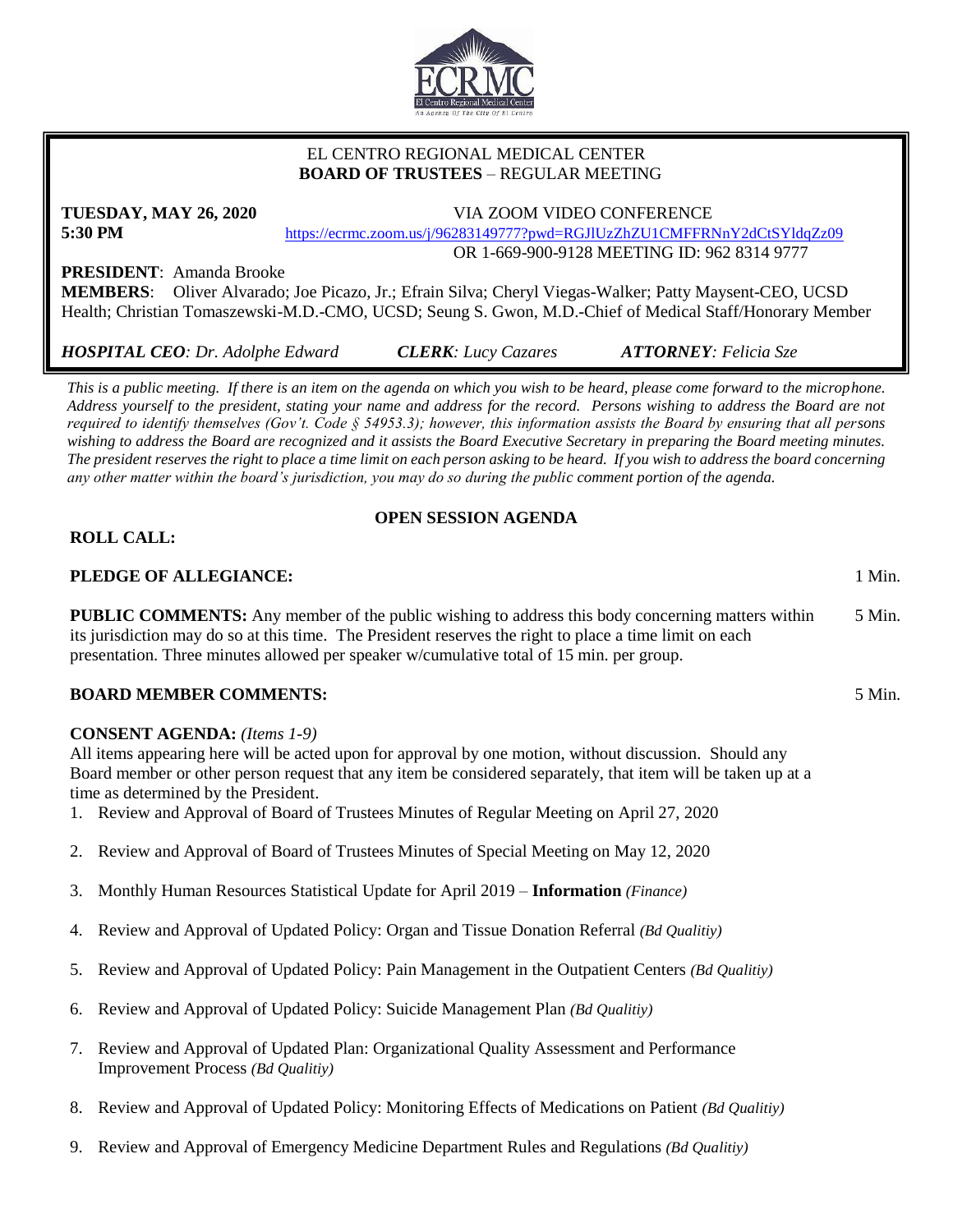EL CENTRO REGIONAL MEDICAL CENTER
**BOARD OF TRUSTEES** – REGULAR MEETING

**TUESDAY, MAY 26, 2020**
**5:30 PM**

VIA ZOOM VIDEO CONFERENCE
https://ecrmc.zoom.us/j/96283149777?pwd=RGJlUzZhZU1CMFFRNnY2dCtSYldqZz09
OR 1-669-900-9128 MEETING ID: 962 8314 9777

**PRESIDENT**: Amanda Brooke
**MEMBERS**: Oliver Alvarado; Joe Picazo, Jr.; Efrain Silva; Cheryl Viegas-Walker; Patty Maysent-CEO, UCSD Health; Christian Tomaszewski-M.D.-CMO, UCSD; Seung S. Gwon, M.D.-Chief of Medical Staff/Honorary Member

***HOSPITAL CEO**: Dr. Adolphe Edward* ***CLERK**: Lucy Cazares* ***ATTORNEY**: Felicia Sze*

*This is a public meeting. If there is an item on the agenda on which you wish to be heard, please come forward to the microphone. Address yourself to the president, stating your name and address for the record. Persons wishing to address the Board are not required to identify themselves (Gov't. Code § 54953.3); however, this information assists the Board by ensuring that all persons wishing to address the Board are recognized and it assists the Board Executive Secretary in preparing the Board meeting minutes. The president reserves the right to place a time limit on each person asking to be heard. If you wish to address the board concerning any other matter within the board's jurisdiction, you may do so during the public comment portion of the agenda.*

## OPEN SESSION AGENDA

**ROLL CALL:**

**PLEDGE OF ALLEGIANCE:** 1 Min.

**PUBLIC COMMENTS:** Any member of the public wishing to address this body concerning matters within its jurisdiction may do so at this time. The President reserves the right to place a time limit on each presentation. Three minutes allowed per speaker w/cumulative total of 15 min. per group. 5 Min.

**BOARD MEMBER COMMENTS:** 5 Min.

**CONSENT AGENDA:** *(Items 1-9)*
All items appearing here will be acted upon for approval by one motion, without discussion. Should any Board member or other person request that any item be considered separately, that item will be taken up at a time as determined by the President.

1. Review and Approval of Board of Trustees Minutes of Regular Meeting on April 27, 2020
2. Review and Approval of Board of Trustees Minutes of Special Meeting on May 12, 2020
3. Monthly Human Resources Statistical Update for April 2019 – **Information** *(Finance)*
4. Review and Approval of Updated Policy: Organ and Tissue Donation Referral *(Bd Qualitiy)*
5. Review and Approval of Updated Policy: Pain Management in the Outpatient Centers *(Bd Qualitiy)*
6. Review and Approval of Updated Policy: Suicide Management Plan *(Bd Qualitiy)*
7. Review and Approval of Updated Plan: Organizational Quality Assessment and Performance Improvement Process *(Bd Qualitiy)*
8. Review and Approval of Updated Policy: Monitoring Effects of Medications on Patient *(Bd Qualitiy)*
9. Review and Approval of Emergency Medicine Department Rules and Regulations *(Bd Qualitiy)*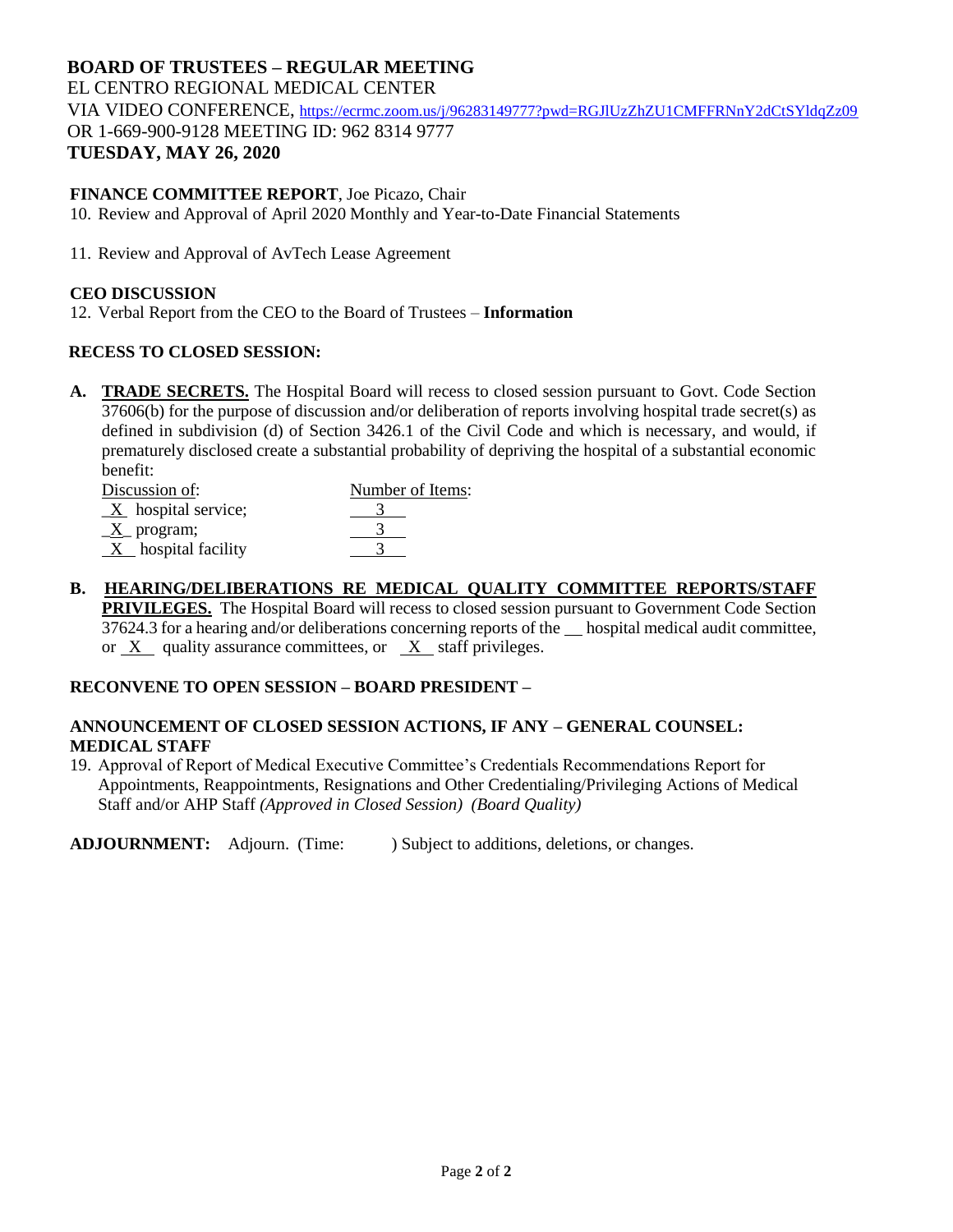**BOARD OF TRUSTEES – REGULAR MEETING**
EL CENTRO REGIONAL MEDICAL CENTER
VIA VIDEO CONFERENCE, https://ecrmc.zoom.us/j/96283149777?pwd=RGJlUzZhZU1CMFFRNnY2dCtSYldqZz09
OR 1-669-900-9128 MEETING ID: 962 8314 9777
**TUESDAY, MAY 26, 2020**

**FINANCE COMMITTEE REPORT**, Joe Picazo, Chair

10. Review and Approval of April 2020 Monthly and Year-to-Date Financial Statements

11. Review and Approval of AvTech Lease Agreement

**CEO DISCUSSION**

12. Verbal Report from the CEO to the Board of Trustees – **Information**

**RECESS TO CLOSED SESSION:**

**A. TRADE SECRETS.** The Hospital Board will recess to closed session pursuant to Govt. Code Section 37606(b) for the purpose of discussion and/or deliberation of reports involving hospital trade secret(s) as defined in subdivision (d) of Section 3426.1 of the Civil Code and which is necessary, and would, if prematurely disclosed create a substantial probability of depriving the hospital of a substantial economic benefit:

| Discussion of: | Number of Items: |
|---|---|
| X hospital service; | 3 |
| X program; | 3 |
| X hospital facility | 3 |

**B. HEARING/DELIBERATIONS RE MEDICAL QUALITY COMMITTEE REPORTS/STAFF PRIVILEGES.** The Hospital Board will recess to closed session pursuant to Government Code Section 37624.3 for a hearing and/or deliberations concerning reports of the __ hospital medical audit committee, or X quality assurance committees, or X staff privileges.

**RECONVENE TO OPEN SESSION – BOARD PRESIDENT –**

**ANNOUNCEMENT OF CLOSED SESSION ACTIONS, IF ANY – GENERAL COUNSEL:**
**MEDICAL STAFF**

19. Approval of Report of Medical Executive Committee's Credentials Recommendations Report for Appointments, Reappointments, Resignations and Other Credentialing/Privileging Actions of Medical Staff and/or AHP Staff *(Approved in Closed Session) (Board Quality)*

**ADJOURNMENT:** Adjourn. (Time: ) Subject to additions, deletions, or changes.